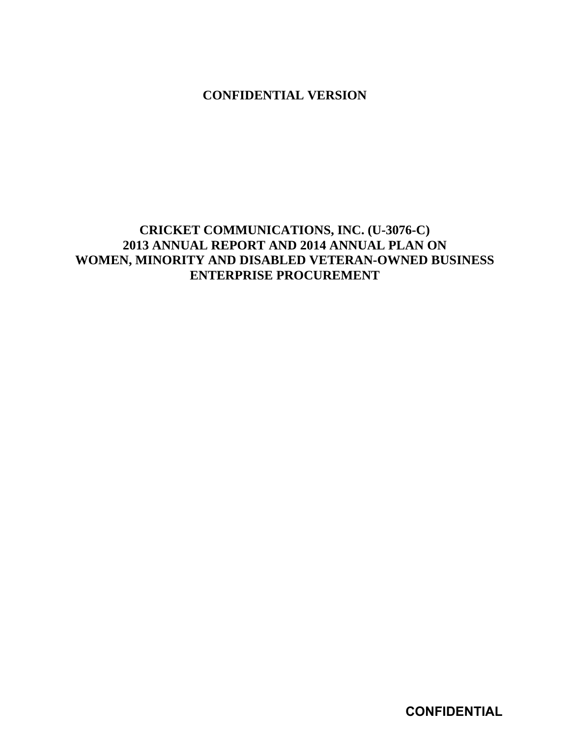**CONFIDENTIAL VERSION**

# CRICKET COMMUNICATIONS, INC. (U-3076-C)
# 2013 ANNUAL REPORT AND 2014 ANNUAL PLAN ON WOMEN, MINORITY AND DISABLED VETERAN-OWNED BUSINESS ENTERPRISE PROCUREMENT

**CONFIDENTIAL**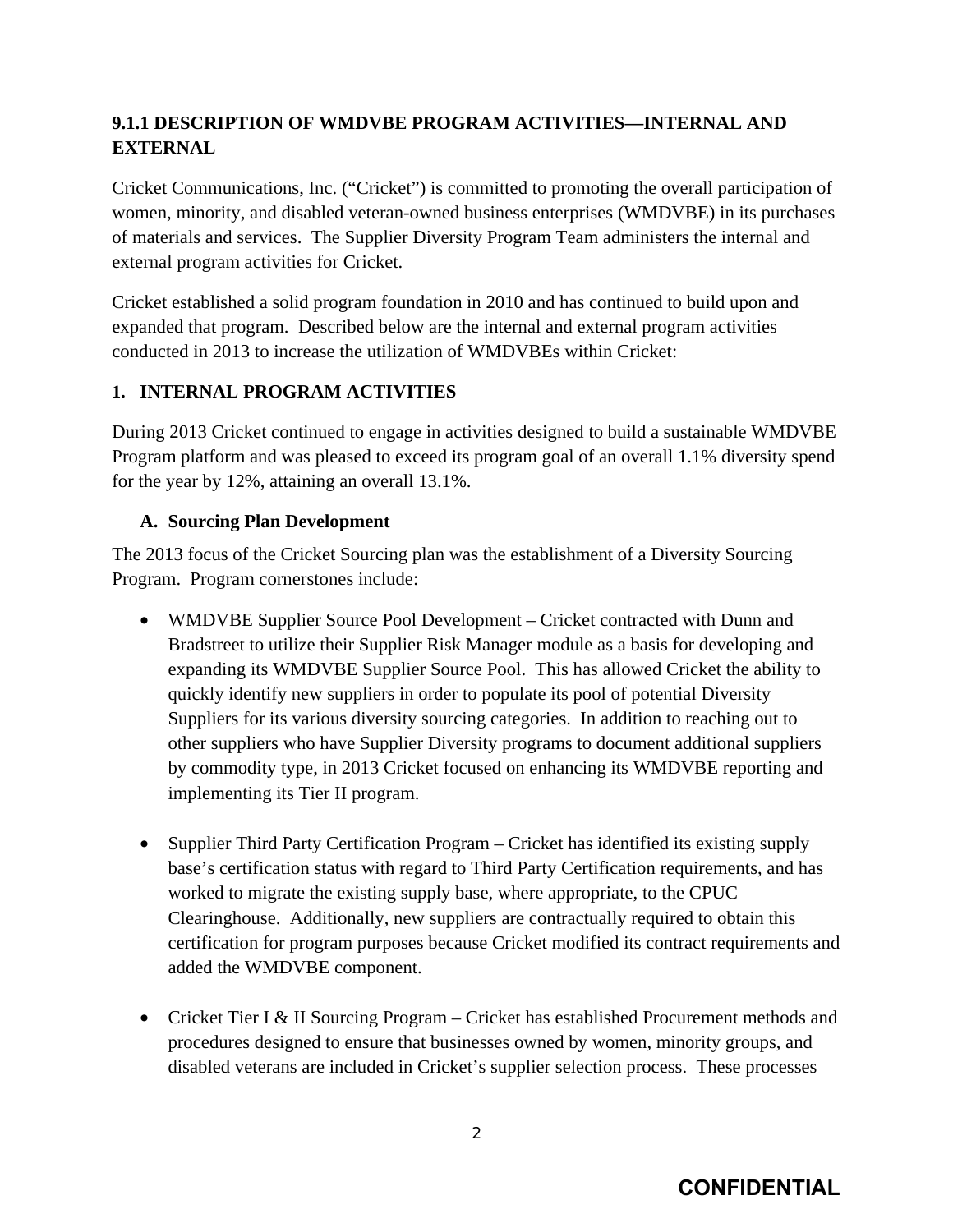### 9.1.1 DESCRIPTION OF WMDVBE PROGRAM ACTIVITIES—INTERNAL AND EXTERNAL

Cricket Communications, Inc. ("Cricket") is committed to promoting the overall participation of women, minority, and disabled veteran-owned business enterprises (WMDVBE) in its purchases of materials and services. The Supplier Diversity Program Team administers the internal and external program activities for Cricket.

Cricket established a solid program foundation in 2010 and has continued to build upon and expanded that program. Described below are the internal and external program activities conducted in 2013 to increase the utilization of WMDVBEs within Cricket:

#### 1. INTERNAL PROGRAM ACTIVITIES

During 2013 Cricket continued to engage in activities designed to build a sustainable WMDVBE Program platform and was pleased to exceed its program goal of an overall 1.1% diversity spend for the year by 12%, attaining an overall 13.1%.

**A. Sourcing Plan Development**

The 2013 focus of the Cricket Sourcing plan was the establishment of a Diversity Sourcing Program. Program cornerstones include:

- WMDVBE Supplier Source Pool Development – Cricket contracted with Dunn and Bradstreet to utilize their Supplier Risk Manager module as a basis for developing and expanding its WMDVBE Supplier Source Pool. This has allowed Cricket the ability to quickly identify new suppliers in order to populate its pool of potential Diversity Suppliers for its various diversity sourcing categories. In addition to reaching out to other suppliers who have Supplier Diversity programs to document additional suppliers by commodity type, in 2013 Cricket focused on enhancing its WMDVBE reporting and implementing its Tier II program.

- Supplier Third Party Certification Program – Cricket has identified its existing supply base's certification status with regard to Third Party Certification requirements, and has worked to migrate the existing supply base, where appropriate, to the CPUC Clearinghouse. Additionally, new suppliers are contractually required to obtain this certification for program purposes because Cricket modified its contract requirements and added the WMDVBE component.

- Cricket Tier I & II Sourcing Program – Cricket has established Procurement methods and procedures designed to ensure that businesses owned by women, minority groups, and disabled veterans are included in Cricket's supplier selection process. These processes

**CONFIDENTIAL**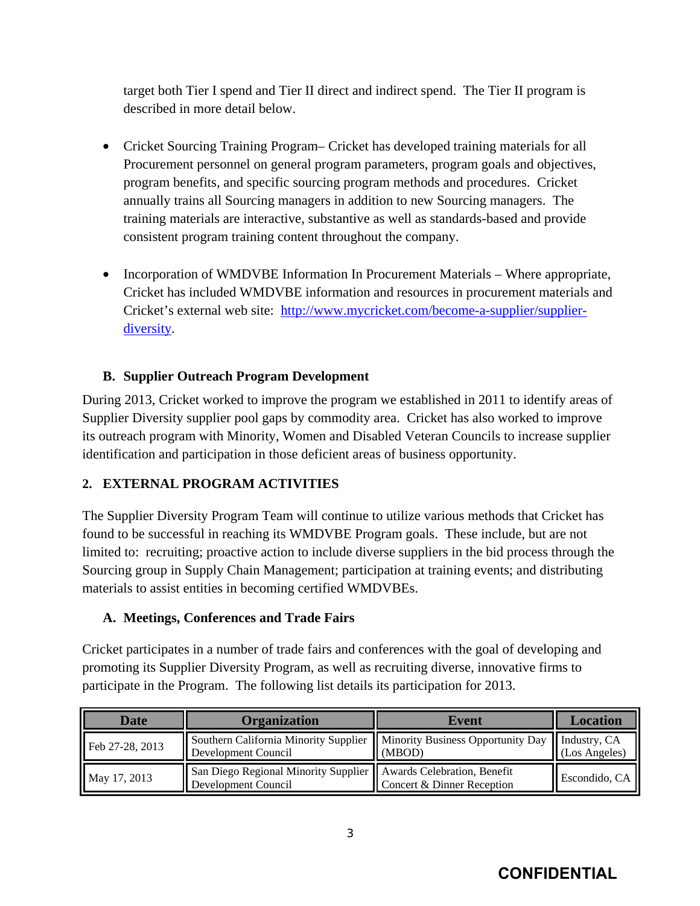target both Tier I spend and Tier II direct and indirect spend. The Tier II program is described in more detail below.

- Cricket Sourcing Training Program– Cricket has developed training materials for all Procurement personnel on general program parameters, program goals and objectives, program benefits, and specific sourcing program methods and procedures. Cricket annually trains all Sourcing managers in addition to new Sourcing managers. The training materials are interactive, substantive as well as standards-based and provide consistent program training content throughout the company.

- Incorporation of WMDVBE Information In Procurement Materials – Where appropriate, Cricket has included WMDVBE information and resources in procurement materials and Cricket's external web site: [http://www.mycricket.com/become-a-supplier/supplier-diversity](http://www.mycricket.com/become-a-supplier/supplier-diversity).

### B. Supplier Outreach Program Development

During 2013, Cricket worked to improve the program we established in 2011 to identify areas of Supplier Diversity supplier pool gaps by commodity area. Cricket has also worked to improve its outreach program with Minority, Women and Disabled Veteran Councils to increase supplier identification and participation in those deficient areas of business opportunity.

## 2. EXTERNAL PROGRAM ACTIVITIES

The Supplier Diversity Program Team will continue to utilize various methods that Cricket has found to be successful in reaching its WMDVBE Program goals. These include, but are not limited to: recruiting; proactive action to include diverse suppliers in the bid process through the Sourcing group in Supply Chain Management; participation at training events; and distributing materials to assist entities in becoming certified WMDVBEs.

### A. Meetings, Conferences and Trade Fairs

Cricket participates in a number of trade fairs and conferences with the goal of developing and promoting its Supplier Diversity Program, as well as recruiting diverse, innovative firms to participate in the Program. The following list details its participation for 2013.

| Date | Organization | Event | Location |
|---|---|---|---|
| Feb 27-28, 2013 | Southern California Minority Supplier Development Council | Minority Business Opportunity Day (MBOD) | Industry, CA (Los Angeles) |
| May 17, 2013 | San Diego Regional Minority Supplier Development Council | Awards Celebration, Benefit Concert & Dinner Reception | Escondido, CA |

CONFIDENTIAL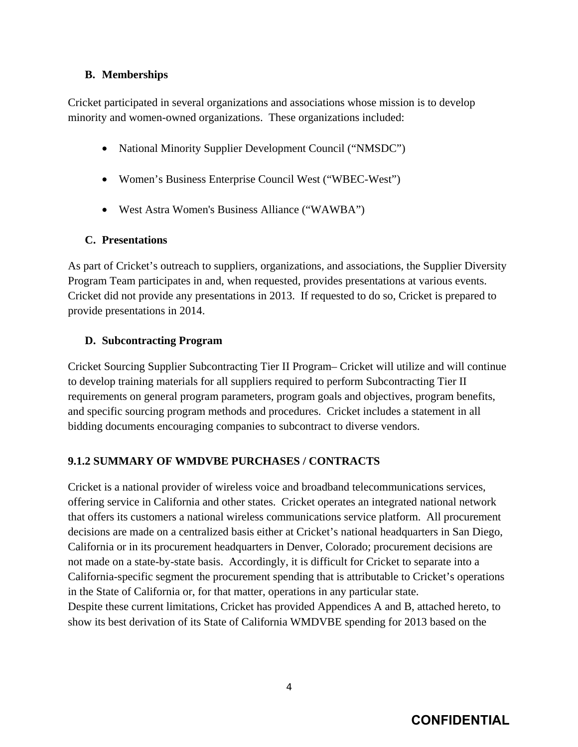### B. Memberships

Cricket participated in several organizations and associations whose mission is to develop minority and women-owned organizations. These organizations included:

- National Minority Supplier Development Council ("NMSDC")
- Women's Business Enterprise Council West ("WBEC-West")
- West Astra Women's Business Alliance ("WAWBA")

### C. Presentations

As part of Cricket's outreach to suppliers, organizations, and associations, the Supplier Diversity Program Team participates in and, when requested, provides presentations at various events. Cricket did not provide any presentations in 2013. If requested to do so, Cricket is prepared to provide presentations in 2014.

### D. Subcontracting Program

Cricket Sourcing Supplier Subcontracting Tier II Program– Cricket will utilize and will continue to develop training materials for all suppliers required to perform Subcontracting Tier II requirements on general program parameters, program goals and objectives, program benefits, and specific sourcing program methods and procedures. Cricket includes a statement in all bidding documents encouraging companies to subcontract to diverse vendors.

## 9.1.2 SUMMARY OF WMDVBE PURCHASES / CONTRACTS

Cricket is a national provider of wireless voice and broadband telecommunications services, offering service in California and other states. Cricket operates an integrated national network that offers its customers a national wireless communications service platform. All procurement decisions are made on a centralized basis either at Cricket's national headquarters in San Diego, California or in its procurement headquarters in Denver, Colorado; procurement decisions are not made on a state-by-state basis. Accordingly, it is difficult for Cricket to separate into a California-specific segment the procurement spending that is attributable to Cricket's operations in the State of California or, for that matter, operations in any particular state.
Despite these current limitations, Cricket has provided Appendices A and B, attached hereto, to show its best derivation of its State of California WMDVBE spending for 2013 based on the

CONFIDENTIAL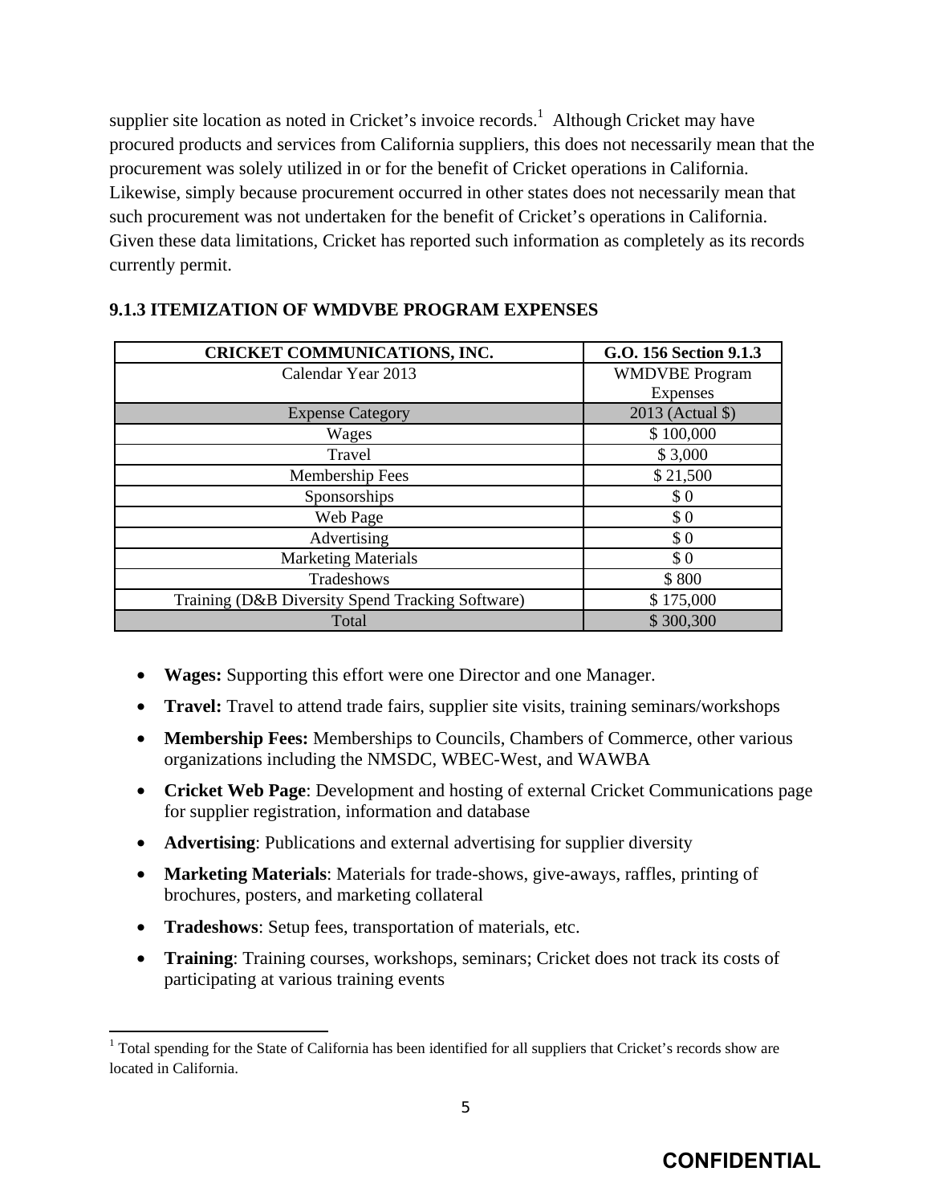supplier site location as noted in Cricket's invoice records.[1] Although Cricket may have procured products and services from California suppliers, this does not necessarily mean that the procurement was solely utilized in or for the benefit of Cricket operations in California. Likewise, simply because procurement occurred in other states does not necessarily mean that such procurement was not undertaken for the benefit of Cricket's operations in California. Given these data limitations, Cricket has reported such information as completely as its records currently permit.

### 9.1.3 ITEMIZATION OF WMDVBE PROGRAM EXPENSES

| CRICKET COMMUNICATIONS, INC. | G.O. 156 Section 9.1.3 |
|---|---|
| Calendar Year 2013 | WMDVBE Program Expenses |
| Expense Category | 2013 (Actual $) |
| Wages | $ 100,000 |
| Travel | $ 3,000 |
| Membership Fees | $ 21,500 |
| Sponsorships | $ 0 |
| Web Page | $ 0 |
| Advertising | $ 0 |
| Marketing Materials | $ 0 |
| Tradeshows | $ 800 |
| Training (D&B Diversity Spend Tracking Software) | $ 175,000 |
| Total | $ 300,300 |

- **Wages:** Supporting this effort were one Director and one Manager.
- **Travel:** Travel to attend trade fairs, supplier site visits, training seminars/workshops
- **Membership Fees:** Memberships to Councils, Chambers of Commerce, other various organizations including the NMSDC, WBEC-West, and WAWBA
- **Cricket Web Page**: Development and hosting of external Cricket Communications page for supplier registration, information and database
- **Advertising**: Publications and external advertising for supplier diversity
- **Marketing Materials**: Materials for trade-shows, give-aways, raffles, printing of brochures, posters, and marketing collateral
- **Tradeshows**: Setup fees, transportation of materials, etc.
- **Training**: Training courses, workshops, seminars; Cricket does not track its costs of participating at various training events

[1] Total spending for the State of California has been identified for all suppliers that Cricket's records show are located in California.

CONFIDENTIAL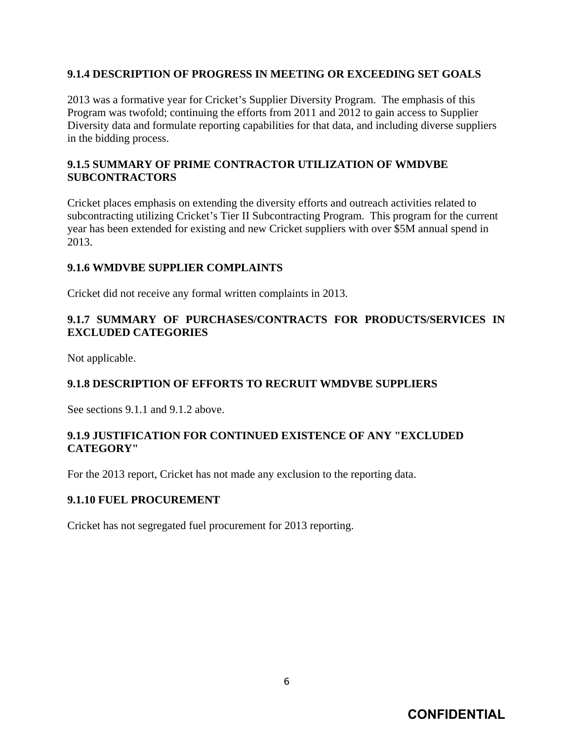### 9.1.4 DESCRIPTION OF PROGRESS IN MEETING OR EXCEEDING SET GOALS

2013 was a formative year for Cricket's Supplier Diversity Program. The emphasis of this Program was twofold; continuing the efforts from 2011 and 2012 to gain access to Supplier Diversity data and formulate reporting capabilities for that data, and including diverse suppliers in the bidding process.

### 9.1.5 SUMMARY OF PRIME CONTRACTOR UTILIZATION OF WMDVBE SUBCONTRACTORS

Cricket places emphasis on extending the diversity efforts and outreach activities related to subcontracting utilizing Cricket's Tier II Subcontracting Program. This program for the current year has been extended for existing and new Cricket suppliers with over $5M annual spend in 2013.

### 9.1.6 WMDVBE SUPPLIER COMPLAINTS

Cricket did not receive any formal written complaints in 2013.

### 9.1.7 SUMMARY OF PURCHASES/CONTRACTS FOR PRODUCTS/SERVICES IN EXCLUDED CATEGORIES

Not applicable.

### 9.1.8 DESCRIPTION OF EFFORTS TO RECRUIT WMDVBE SUPPLIERS

See sections 9.1.1 and 9.1.2 above.

### 9.1.9 JUSTIFICATION FOR CONTINUED EXISTENCE OF ANY "EXCLUDED CATEGORY"

For the 2013 report, Cricket has not made any exclusion to the reporting data.

### 9.1.10 FUEL PROCUREMENT

Cricket has not segregated fuel procurement for 2013 reporting.

**CONFIDENTIAL**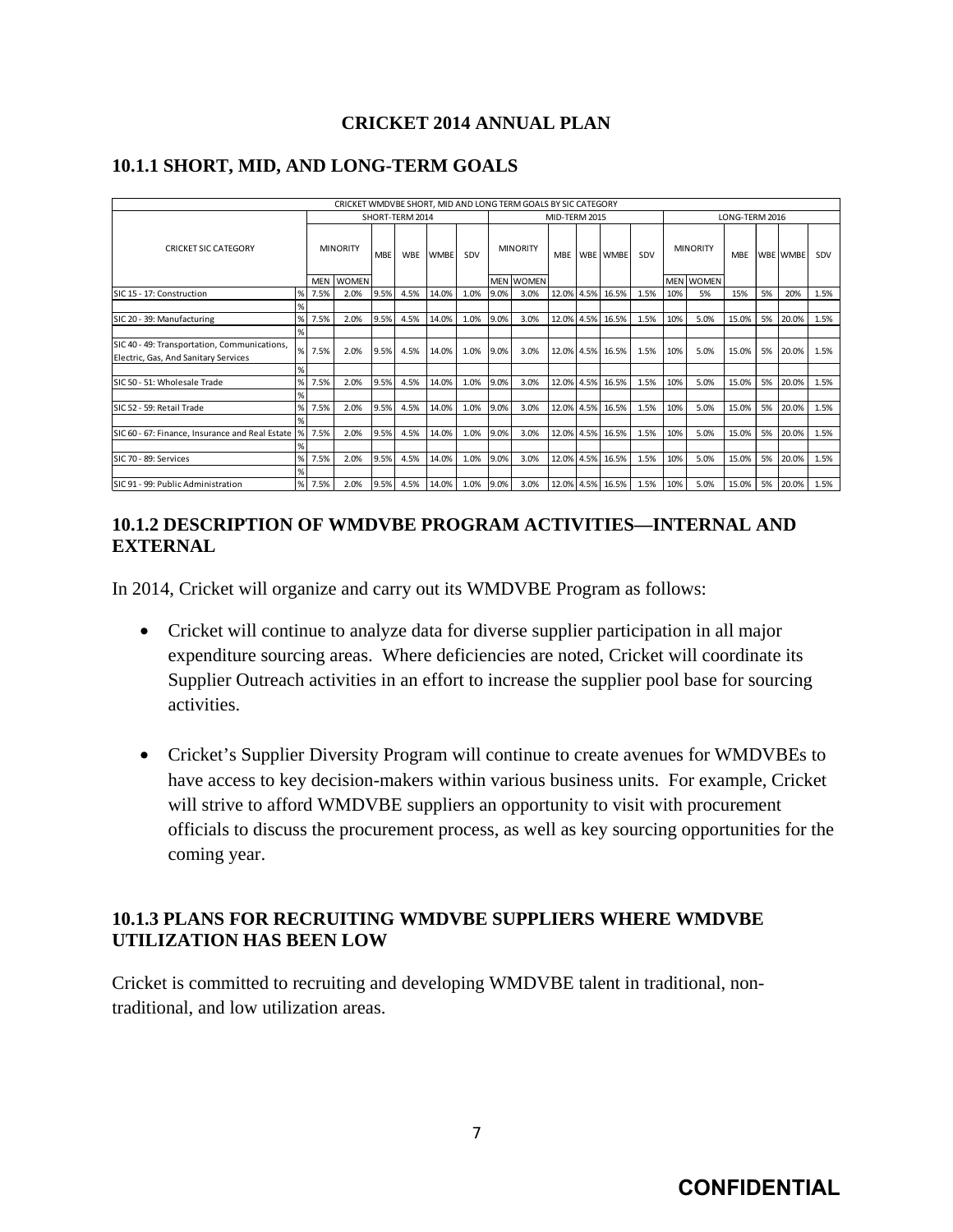**CRICKET 2014 ANNUAL PLAN**

## 10.1.1 SHORT, MID, AND LONG-TERM GOALS

| CRICKET WMDVBE SHORT, MID AND LONG TERM GOALS BY SIC CATEGORY | | | | | | | | | | | | | | | | | | | | | |
|---|---|---|---|---|---|---|---|---|---|---|---|---|---|---|---|---|---|---|---|---|---|
| | | SHORT-TERM 2014 | | | | | | | MID-TERM 2015 | | | | | | | LONG-TERM 2016 | | | | | |
| CRICKET SIC CATEGORY | | MINORITY | | MBE | WBE | WMBE | SDV | MINORITY | | MBE | WBE | WMBE | SDV | MINORITY | | MBE | WBE | WMBE | SDV |
| | | MEN | WOMEN | | | | | MEN | WOMEN | | | | | MEN | WOMEN | | | | |
| SIC 15 - 17: Construction | % | 7.5% | 2.0% | 9.5% | 4.5% | 14.0% | 1.0% | 9.0% | 3.0% | 12.0% | 4.5% | 16.5% | 1.5% | 10% | 5% | 15% | 5% | 20% | 1.5% |
| | % | | | | | | | | | | | | | | | | | | |
| SIC 20 - 39: Manufacturing | % | 7.5% | 2.0% | 9.5% | 4.5% | 14.0% | 1.0% | 9.0% | 3.0% | 12.0% | 4.5% | 16.5% | 1.5% | 10% | 5.0% | 15.0% | 5% | 20.0% | 1.5% |
| | % | | | | | | | | | | | | | | | | | | |
| SIC 40 - 49: Transportation, Communications, Electric, Gas, And Sanitary Services | % | 7.5% | 2.0% | 9.5% | 4.5% | 14.0% | 1.0% | 9.0% | 3.0% | 12.0% | 4.5% | 16.5% | 1.5% | 10% | 5.0% | 15.0% | 5% | 20.0% | 1.5% |
| | % | | | | | | | | | | | | | | | | | | |
| SIC 50 - 51: Wholesale Trade | % | 7.5% | 2.0% | 9.5% | 4.5% | 14.0% | 1.0% | 9.0% | 3.0% | 12.0% | 4.5% | 16.5% | 1.5% | 10% | 5.0% | 15.0% | 5% | 20.0% | 1.5% |
| | % | | | | | | | | | | | | | | | | | | |
| SIC 52 - 59: Retail Trade | % | 7.5% | 2.0% | 9.5% | 4.5% | 14.0% | 1.0% | 9.0% | 3.0% | 12.0% | 4.5% | 16.5% | 1.5% | 10% | 5.0% | 15.0% | 5% | 20.0% | 1.5% |
| | % | | | | | | | | | | | | | | | | | | |
| SIC 60 - 67: Finance, Insurance and Real Estate | % | 7.5% | 2.0% | 9.5% | 4.5% | 14.0% | 1.0% | 9.0% | 3.0% | 12.0% | 4.5% | 16.5% | 1.5% | 10% | 5.0% | 15.0% | 5% | 20.0% | 1.5% |
| | % | | | | | | | | | | | | | | | | | | |
| SIC 70 - 89: Services | % | 7.5% | 2.0% | 9.5% | 4.5% | 14.0% | 1.0% | 9.0% | 3.0% | 12.0% | 4.5% | 16.5% | 1.5% | 10% | 5.0% | 15.0% | 5% | 20.0% | 1.5% |
| | % | | | | | | | | | | | | | | | | | | |
| SIC 91 - 99: Public Administration | % | 7.5% | 2.0% | 9.5% | 4.5% | 14.0% | 1.0% | 9.0% | 3.0% | 12.0% | 4.5% | 16.5% | 1.5% | 10% | 5.0% | 15.0% | 5% | 20.0% | 1.5% |

## 10.1.2 DESCRIPTION OF WMDVBE PROGRAM ACTIVITIES—INTERNAL AND EXTERNAL

In 2014, Cricket will organize and carry out its WMDVBE Program as follows:

- Cricket will continue to analyze data for diverse supplier participation in all major expenditure sourcing areas. Where deficiencies are noted, Cricket will coordinate its Supplier Outreach activities in an effort to increase the supplier pool base for sourcing activities.

- Cricket's Supplier Diversity Program will continue to create avenues for WMDVBEs to have access to key decision-makers within various business units. For example, Cricket will strive to afford WMDVBE suppliers an opportunity to visit with procurement officials to discuss the procurement process, as well as key sourcing opportunities for the coming year.

## 10.1.3 PLANS FOR RECRUITING WMDVBE SUPPLIERS WHERE WMDVBE UTILIZATION HAS BEEN LOW

Cricket is committed to recruiting and developing WMDVBE talent in traditional, non-traditional, and low utilization areas.

**CONFIDENTIAL**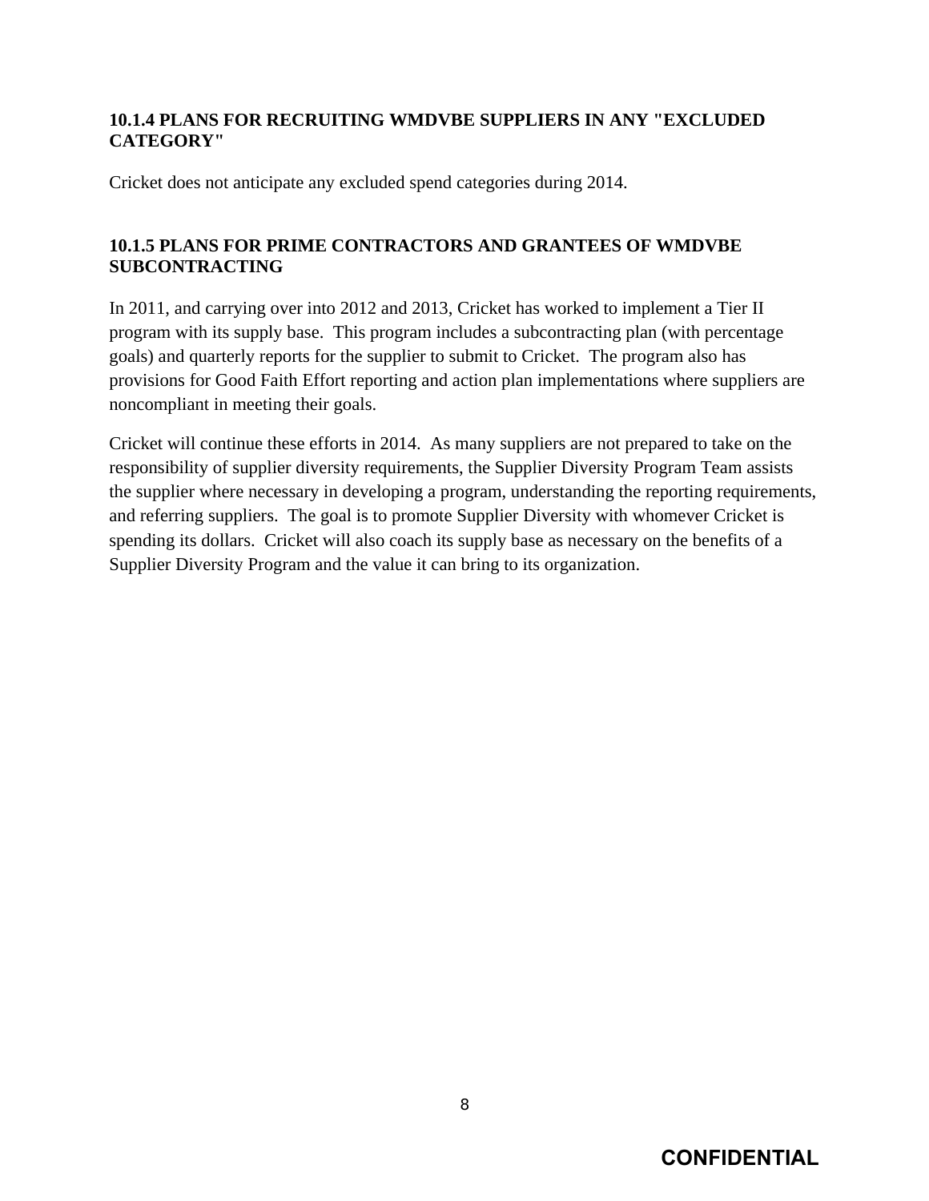### 10.1.4 PLANS FOR RECRUITING WMDVBE SUPPLIERS IN ANY "EXCLUDED CATEGORY"

Cricket does not anticipate any excluded spend categories during 2014.

### 10.1.5 PLANS FOR PRIME CONTRACTORS AND GRANTEES OF WMDVBE SUBCONTRACTING

In 2011, and carrying over into 2012 and 2013, Cricket has worked to implement a Tier II program with its supply base. This program includes a subcontracting plan (with percentage goals) and quarterly reports for the supplier to submit to Cricket. The program also has provisions for Good Faith Effort reporting and action plan implementations where suppliers are noncompliant in meeting their goals.

Cricket will continue these efforts in 2014. As many suppliers are not prepared to take on the responsibility of supplier diversity requirements, the Supplier Diversity Program Team assists the supplier where necessary in developing a program, understanding the reporting requirements, and referring suppliers. The goal is to promote Supplier Diversity with whomever Cricket is spending its dollars. Cricket will also coach its supply base as necessary on the benefits of a Supplier Diversity Program and the value it can bring to its organization.

**CONFIDENTIAL**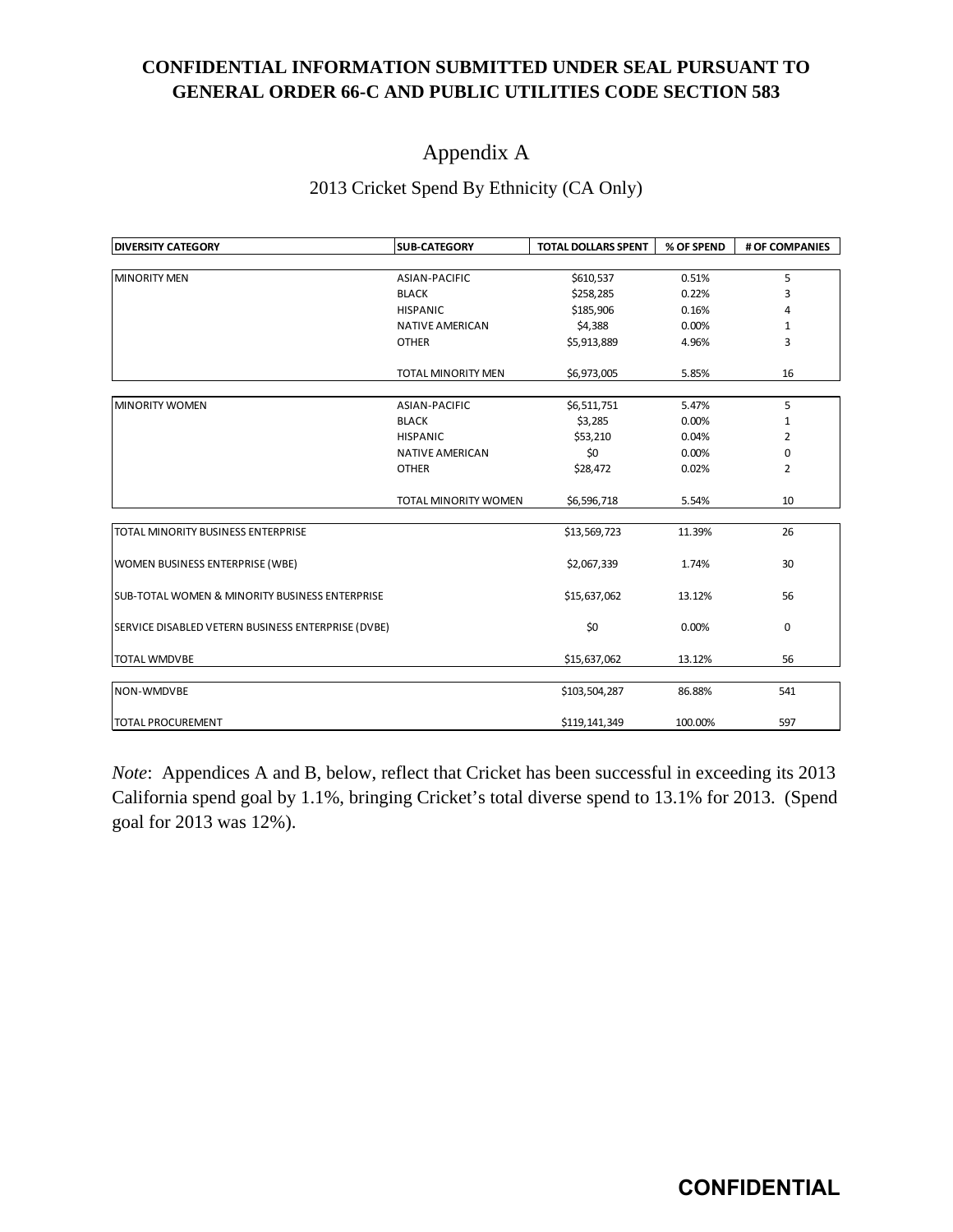**CONFIDENTIAL INFORMATION SUBMITTED UNDER SEAL PURSUANT TO GENERAL ORDER 66-C AND PUBLIC UTILITIES CODE SECTION 583**

# Appendix A

## 2013 Cricket Spend By Ethnicity (CA Only)

| DIVERSITY CATEGORY | SUB-CATEGORY | TOTAL DOLLARS SPENT | % OF SPEND | # OF COMPANIES |
|---|---|---|---|---|
| MINORITY MEN | ASIAN-PACIFIC | $610,537 | 0.51% | 5 |
| | BLACK | $258,285 | 0.22% | 3 |
| | HISPANIC | $185,906 | 0.16% | 4 |
| | NATIVE AMERICAN | $4,388 | 0.00% | 1 |
| | OTHER | $5,913,889 | 4.96% | 3 |
| | TOTAL MINORITY MEN | $6,973,005 | 5.85% | 16 |
| MINORITY WOMEN | ASIAN-PACIFIC | $6,511,751 | 5.47% | 5 |
| | BLACK | $3,285 | 0.00% | 1 |
| | HISPANIC | $53,210 | 0.04% | 2 |
| | NATIVE AMERICAN | $0 | 0.00% | 0 |
| | OTHER | $28,472 | 0.02% | 2 |
| | TOTAL MINORITY WOMEN | $6,596,718 | 5.54% | 10 |
| TOTAL MINORITY BUSINESS ENTERPRISE | | $13,569,723 | 11.39% | 26 |
| WOMEN BUSINESS ENTERPRISE (WBE) | | $2,067,339 | 1.74% | 30 |
| SUB-TOTAL WOMEN & MINORITY BUSINESS ENTERPRISE | | $15,637,062 | 13.12% | 56 |
| SERVICE DISABLED VETERN BUSINESS ENTERPRISE (DVBE) | | $0 | 0.00% | 0 |
| TOTAL WMDVBE | | $15,637,062 | 13.12% | 56 |
| NON-WMDVBE | | $103,504,287 | 86.88% | 541 |
| TOTAL PROCUREMENT | | $119,141,349 | 100.00% | 597 |

*Note*: Appendices A and B, below, reflect that Cricket has been successful in exceeding its 2013 California spend goal by 1.1%, bringing Cricket's total diverse spend to 13.1% for 2013. (Spend goal for 2013 was 12%).

**CONFIDENTIAL**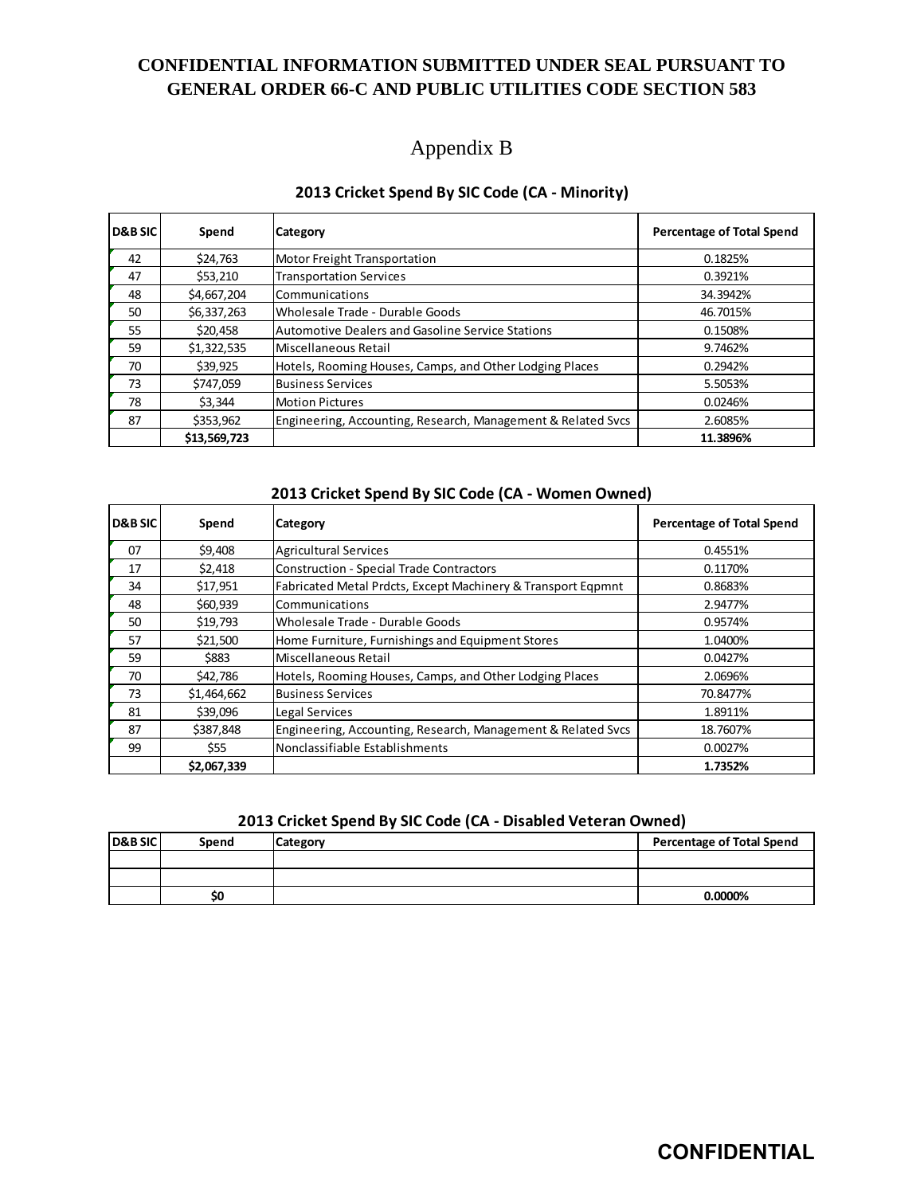**CONFIDENTIAL INFORMATION SUBMITTED UNDER SEAL PURSUANT TO GENERAL ORDER 66-C AND PUBLIC UTILITIES CODE SECTION 583**

# Appendix B

### 2013 Cricket Spend By SIC Code (CA - Minority)

| D&B SIC | Spend | Category | Percentage of Total Spend |
|---|---|---|---|
| 42 | $24,763 | Motor Freight Transportation | 0.1825% |
| 47 | $53,210 | Transportation Services | 0.3921% |
| 48 | $4,667,204 | Communications | 34.3942% |
| 50 | $6,337,263 | Wholesale Trade - Durable Goods | 46.7015% |
| 55 | $20,458 | Automotive Dealers and Gasoline Service Stations | 0.1508% |
| 59 | $1,322,535 | Miscellaneous Retail | 9.7462% |
| 70 | $39,925 | Hotels, Rooming Houses, Camps, and Other Lodging Places | 0.2942% |
| 73 | $747,059 | Business Services | 5.5053% |
| 78 | $3,344 | Motion Pictures | 0.0246% |
| 87 | $353,962 | Engineering, Accounting, Research, Management & Related Svcs | 2.6085% |
| | **$13,569,723** | | **11.3896%** |

### 2013 Cricket Spend By SIC Code (CA - Women Owned)

| D&B SIC | Spend | Category | Percentage of Total Spend |
|---|---|---|---|
| 07 | $9,408 | Agricultural Services | 0.4551% |
| 17 | $2,418 | Construction - Special Trade Contractors | 0.1170% |
| 34 | $17,951 | Fabricated Metal Prdcts, Except Machinery & Transport Eqpmnt | 0.8683% |
| 48 | $60,939 | Communications | 2.9477% |
| 50 | $19,793 | Wholesale Trade - Durable Goods | 0.9574% |
| 57 | $21,500 | Home Furniture, Furnishings and Equipment Stores | 1.0400% |
| 59 | $883 | Miscellaneous Retail | 0.0427% |
| 70 | $42,786 | Hotels, Rooming Houses, Camps, and Other Lodging Places | 2.0696% |
| 73 | $1,464,662 | Business Services | 70.8477% |
| 81 | $39,096 | Legal Services | 1.8911% |
| 87 | $387,848 | Engineering, Accounting, Research, Management & Related Svcs | 18.7607% |
| 99 | $55 | Nonclassifiable Establishments | 0.0027% |
| | **$2,067,339** | | **1.7352%** |

### 2013 Cricket Spend By SIC Code (CA - Disabled Veteran Owned)

| D&B SIC | Spend | Category | Percentage of Total Spend |
|---|---|---|---|
| | | | |
| | | | |
| | **$0** | | **0.0000%** |

**CONFIDENTIAL**